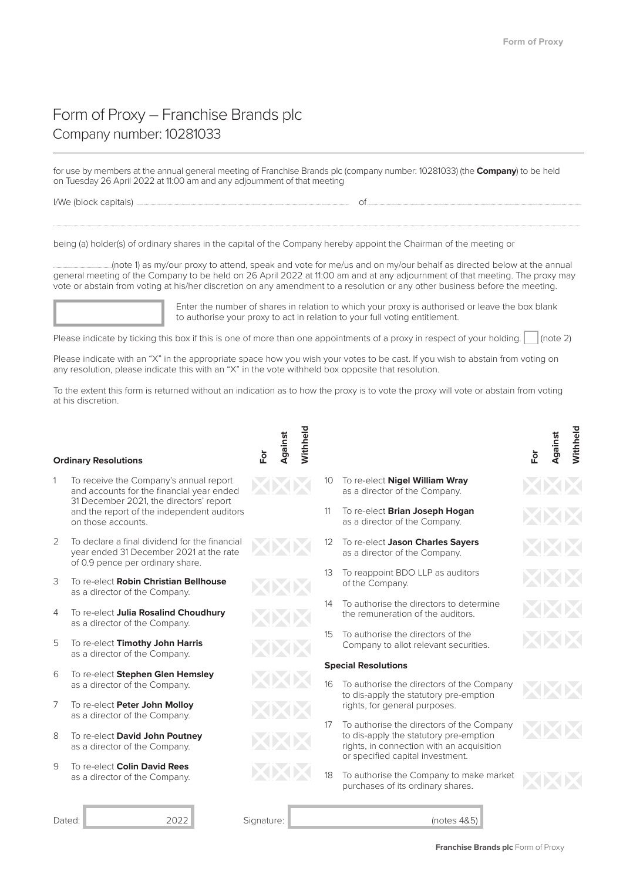# Form of Proxy – Franchise Brands plc

## Company number: 10281033

for use by members at the annual general meeting of Franchise Brands plc (company number: 10281033) (the **Company**) to be held on Tuesday 26 April 2022 at 11:00 am and any adjournment of that meeting

I/We (block capitals) .................................................................................................... of ....................................................................................

....................................................................................................................................................................................................................................

being (a) holder(s) of ordinary shares in the capital of the Company hereby appoint the Chairman of the meeting or

..............................(note 1) as my/our proxy to attend, speak and vote for me/us and on my/our behalf as directed below at the annual general meeting of the Company to be held on 26 April 2022 at 11:00 am and at any adjournment of that meeting. The proxy may vote or abstain from voting at his/her discretion on any amendment to a resolution or any other business before the meeting.

Enter the number of shares in relation to which your proxy is authorised or leave the box blank to authorise your proxy to act in relation to your full voting entitlement.

Please indicate by ticking this box if this is one of more than one appointments of a proxy in respect of your holding. ☐ (note 2)

Please indicate with an "X" in the appropriate space how you wish your votes to be cast. If you wish to abstain from voting on any resolution, please indicate this with an "X" in the vote withheld box opposite that resolution.

To the extent this form is returned without an indication as to how the proxy is to vote the proxy will vote or abstain from voting at his discretion.

| | **Ordinary Resolutions** | For | Against | Withheld |
|---|---|---|---|---|
| 1 | To receive the Company's annual report and accounts for the financial year ended 31 December 2021, the directors' report and the report of the independent auditors on those accounts. | | | |
| 2 | To declare a final dividend for the financial year ended 31 December 2021 at the rate of 0.9 pence per ordinary share. | | | |
| 3 | To re-elect **Robin Christian Bellhouse** as a director of the Company. | | | |
| 4 | To re-elect **Julia Rosalind Choudhury** as a director of the Company. | | | |
| 5 | To re-elect **Timothy John Harris** as a director of the Company. | | | |
| 6 | To re-elect **Stephen Glen Hemsley** as a director of the Company. | | | |
| 7 | To re-elect **Peter John Molloy** as a director of the Company. | | | |
| 8 | To re-elect **David John Poutney** as a director of the Company. | | | |
| 9 | To re-elect **Colin David Rees** as a director of the Company. | | | |
| 10 | To re-elect **Nigel William Wray** as a director of the Company. | | | |
| 11 | To re-elect **Brian Joseph Hogan** as a director of the Company. | | | |
| 12 | To re-elect **Jason Charles Sayers** as a director of the Company. | | | |
| 13 | To reappoint BDO LLP as auditors of the Company. | | | |
| 14 | To authorise the directors to determine the remuneration of the auditors. | | | |
| 15 | To authorise the directors of the Company to allot relevant securities. | | | |
| | **Special Resolutions** | | | |
| 16 | To authorise the directors of the Company to dis-apply the statutory pre-emption rights, for general purposes. | | | |
| 17 | To authorise the directors of the Company to dis-apply the statutory pre-emption rights, in connection with an acquisition or specified capital investment. | | | |
| 18 | To authorise the Company to make market purchases of its ordinary shares. | | | |

Dated: 2022 Signature: (notes 4&5)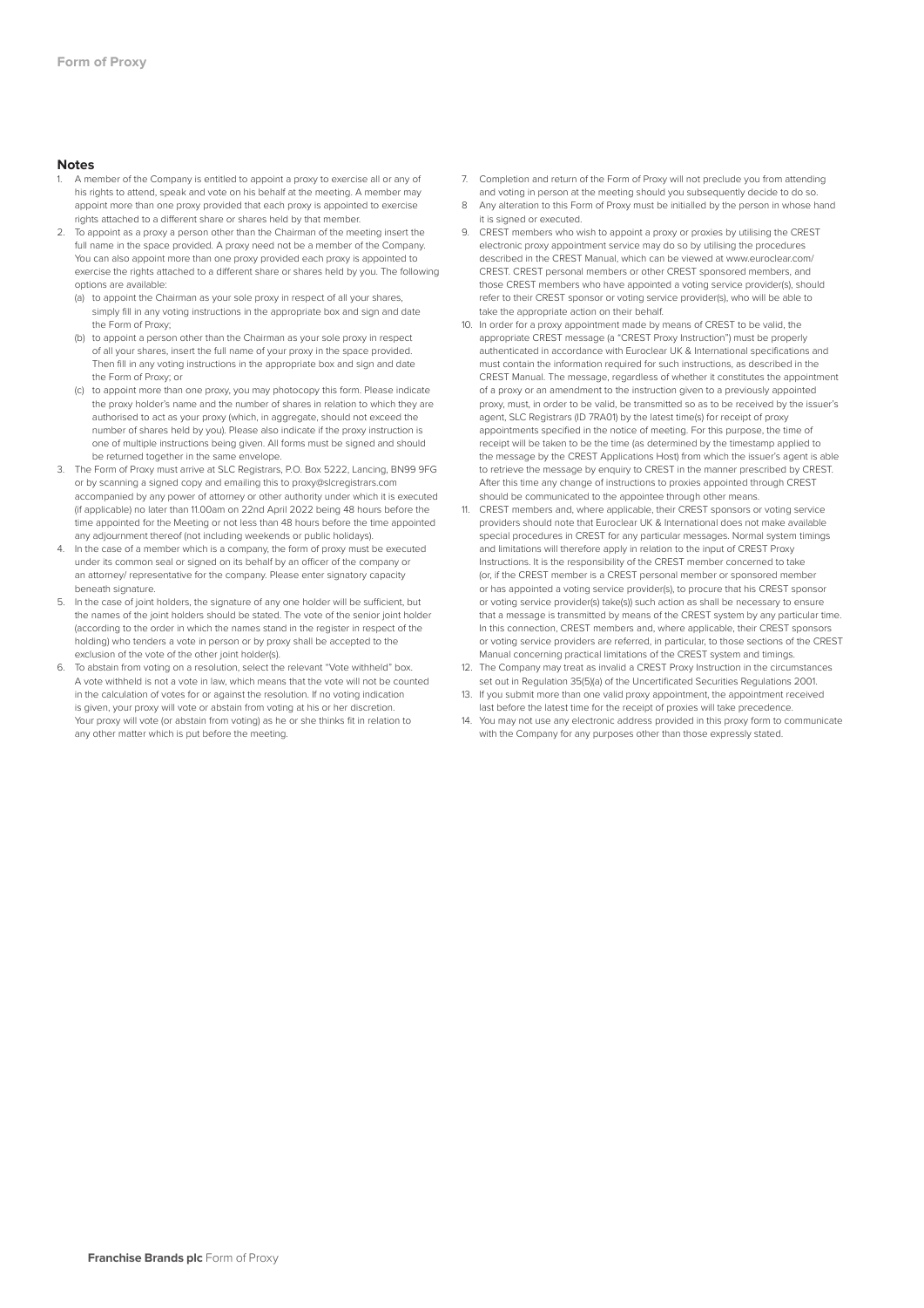# Form of Proxy

## Notes

1. A member of the Company is entitled to appoint a proxy to exercise all or any of his rights to attend, speak and vote on his behalf at the meeting. A member may appoint more than one proxy provided that each proxy is appointed to exercise rights attached to a different share or shares held by that member.
2. To appoint as a proxy a person other than the Chairman of the meeting insert the full name in the space provided. A proxy need not be a member of the Company. You can also appoint more than one proxy provided each proxy is appointed to exercise the rights attached to a different share or shares held by you. The following options are available:
   (a) to appoint the Chairman as your sole proxy in respect of all your shares, simply fill in any voting instructions in the appropriate box and sign and date the Form of Proxy;
   (b) to appoint a person other than the Chairman as your sole proxy in respect of all your shares, insert the full name of your proxy in the space provided. Then fill in any voting instructions in the appropriate box and sign and date the Form of Proxy; or
   (c) to appoint more than one proxy, you may photocopy this form. Please indicate the proxy holder's name and the number of shares in relation to which they are authorised to act as your proxy (which, in aggregate, should not exceed the number of shares held by you). Please also indicate if the proxy instruction is one of multiple instructions being given. All forms must be signed and should be returned together in the same envelope.
3. The Form of Proxy must arrive at SLC Registrars, P.O. Box 5222, Lancing, BN99 9FG or by scanning a signed copy and emailing this to proxy@slcregistrars.com accompanied by any power of attorney or other authority under which it is executed (if applicable) no later than 11.00am on 22nd April 2022 being 48 hours before the time appointed for the Meeting or not less than 48 hours before the time appointed for any adjournment thereof (not including weekends or public holidays).
4. In the case of a member which is a company, the form of proxy must be executed under its common seal or signed on its behalf by an officer of the company or an attorney/ representative for the company. Please enter signatory capacity beneath signature.
5. In the case of joint holders, the signature of any one holder will be sufficient, but the names of the joint holders should be stated. The vote of the senior joint holder (according to the order in which the names stand in the register in respect of the holding) who tenders a vote in person or by proxy shall be accepted to the exclusion of the vote of the other joint holder(s).
6. To abstain from voting on a resolution, select the relevant "Vote withheld" box. A vote withheld is not a vote in law, which means that the vote will not be counted in the calculation of votes for or against the resolution. If no voting indication is given, your proxy will vote or abstain from voting at his or her discretion. Your proxy will vote (or abstain from voting) as he or she thinks fit in relation to any other matter which is put before the meeting.
7. Completion and return of the Form of Proxy will not preclude you from attending and voting in person at the meeting should you subsequently decide to do so.
8. Any alteration to this Form of Proxy must be initialled by the person in whose hand it is signed or executed.
9. CREST members who wish to appoint a proxy or proxies by utilising the CREST electronic proxy appointment service may do so by utilising the procedures described in the CREST Manual, which can be viewed at www.euroclear.com/CREST. CREST personal members or other CREST sponsored members, and those CREST members who have appointed a voting service provider(s), should refer to their CREST sponsor or voting service provider(s), who will be able to take the appropriate action on their behalf.
10. In order for a proxy appointment made by means of CREST to be valid, the appropriate CREST message (a "CREST Proxy Instruction") must be properly authenticated in accordance with Euroclear UK & International specifications and must contain the information required for such instructions, as described in the CREST Manual. The message, regardless of whether it constitutes the appointment of a proxy or an amendment to the instruction given to a previously appointed proxy, must, in order to be valid, be transmitted so as to be received by the issuer's agent, SLC Registrars (ID 7RA01) by the latest time(s) for receipt of proxy appointments specified in the notice of meeting. For this purpose, the time of receipt will be taken to be the time (as determined by the timestamp applied to the message by the CREST Applications Host) from which the issuer's agent is able to retrieve the message by enquiry to CREST in the manner prescribed by CREST. After this time any change of instructions to proxies appointed through CREST should be communicated to the appointee through other means.
11. CREST members and, where applicable, their CREST sponsors or voting service providers should note that Euroclear UK & International does not make available special procedures in CREST for any particular messages. Normal system timings and limitations will therefore apply in relation to the input of CREST Proxy Instructions. It is the responsibility of the CREST member concerned to take (or, if the CREST member is a CREST personal member or sponsored member or has appointed a voting service provider(s), to procure that his CREST sponsor or voting service provider(s) take(s)) such action as shall be necessary to ensure that a message is transmitted by means of the CREST system by any particular time. In this connection, CREST members and, where applicable, their CREST sponsors or voting service providers are referred, in particular, to those sections of the CREST Manual concerning practical limitations of the CREST system and timings.
12. The Company may treat as invalid a CREST Proxy Instruction in the circumstances set out in Regulation 35(5)(a) of the Uncertificated Securities Regulations 2001.
13. If you submit more than one valid proxy appointment, the appointment received last before the latest time for the receipt of proxies will take precedence.
14. You may not use any electronic address provided in this proxy form to communicate with the Company for any purposes other than those expressly stated.